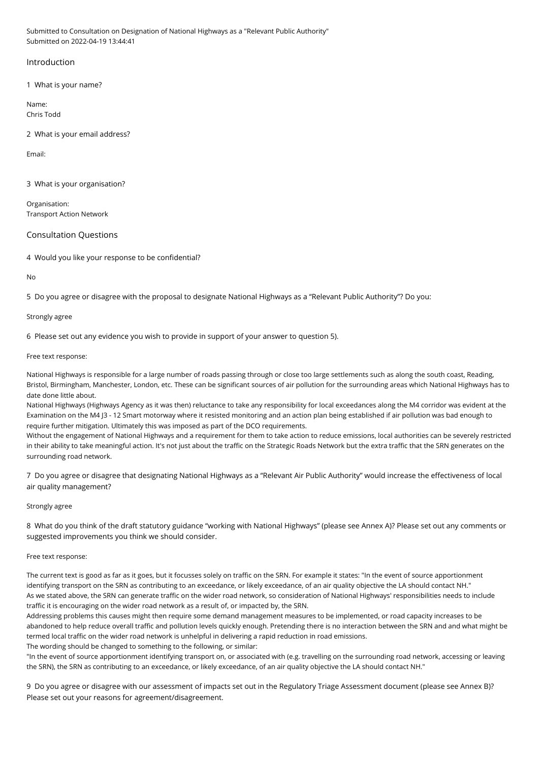Submitted to Consultation on Designation of National Highways as a "Relevant Public Authority"
Submitted on 2022-04-19 13:44:41

## Introduction

1 What is your name?

Name:
Chris Todd

2 What is your email address?

Email:

3 What is your organisation?

Organisation:
Transport Action Network

## Consultation Questions

4 Would you like your response to be confidential?

No

5 Do you agree or disagree with the proposal to designate National Highways as a "Relevant Public Authority"? Do you:

Strongly agree

6 Please set out any evidence you wish to provide in support of your answer to question 5).

Free text response:

National Highways is responsible for a large number of roads passing through or close too large settlements such as along the south coast, Reading, Bristol, Birmingham, Manchester, London, etc. These can be significant sources of air pollution for the surrounding areas which National Highways has to date done little about.
National Highways (Highways Agency as it was then) reluctance to take any responsibility for local exceedances along the M4 corridor was evident at the Examination on the M4 J3 - 12 Smart motorway where it resisted monitoring and an action plan being established if air pollution was bad enough to require further mitigation. Ultimately this was imposed as part of the DCO requirements.
Without the engagement of National Highways and a requirement for them to take action to reduce emissions, local authorities can be severely restricted in their ability to take meaningful action. It's not just about the traffic on the Strategic Roads Network but the extra traffic that the SRN generates on the surrounding road network.

7 Do you agree or disagree that designating National Highways as a "Relevant Air Public Authority" would increase the effectiveness of local air quality management?

Strongly agree

8 What do you think of the draft statutory guidance "working with National Highways" (please see Annex A)? Please set out any comments or suggested improvements you think we should consider.

Free text response:

The current text is good as far as it goes, but it focusses solely on traffic on the SRN. For example it states: "In the event of source apportionment identifying transport on the SRN as contributing to an exceedance, or likely exceedance, of an air quality objective the LA should contact NH."
As we stated above, the SRN can generate traffic on the wider road network, so consideration of National Highways' responsibilities needs to include traffic it is encouraging on the wider road network as a result of, or impacted by, the SRN.
Addressing problems this causes might then require some demand management measures to be implemented, or road capacity increases to be abandoned to help reduce overall traffic and pollution levels quickly enough. Pretending there is no interaction between the SRN and and what might be termed local traffic on the wider road network is unhelpful in delivering a rapid reduction in road emissions.
The wording should be changed to something to the following, or similar:
"In the event of source apportionment identifying transport on, or associated with (e.g. travelling on the surrounding road network, accessing or leaving the SRN), the SRN as contributing to an exceedance, or likely exceedance, of an air quality objective the LA should contact NH."

9 Do you agree or disagree with our assessment of impacts set out in the Regulatory Triage Assessment document (please see Annex B)? Please set out your reasons for agreement/disagreement.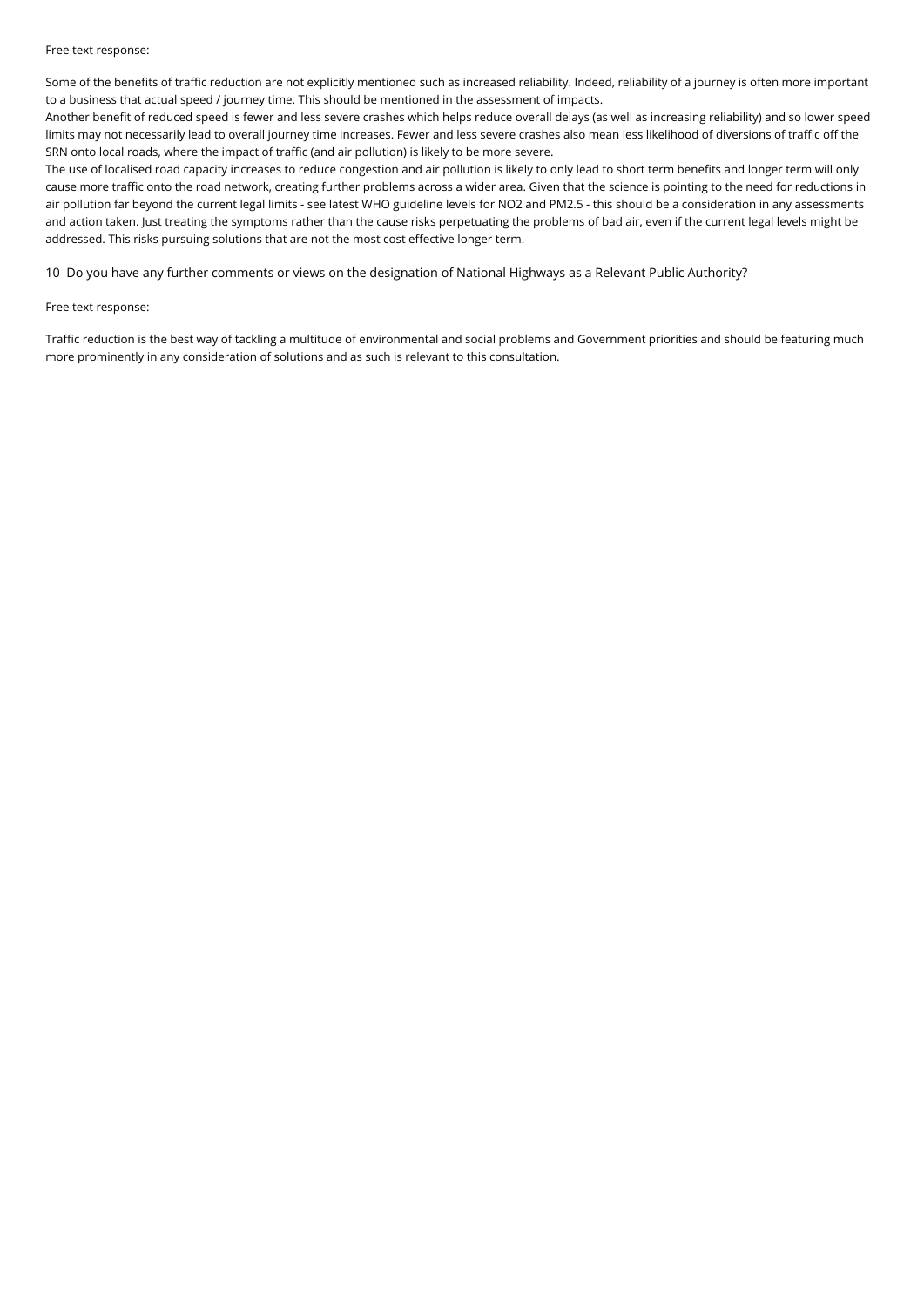Free text response:

Some of the benefits of traffic reduction are not explicitly mentioned such as increased reliability. Indeed, reliability of a journey is often more important to a business that actual speed / journey time. This should be mentioned in the assessment of impacts.
Another benefit of reduced speed is fewer and less severe crashes which helps reduce overall delays (as well as increasing reliability) and so lower speed limits may not necessarily lead to overall journey time increases. Fewer and less severe crashes also mean less likelihood of diversions of traffic off the SRN onto local roads, where the impact of traffic (and air pollution) is likely to be more severe.
The use of localised road capacity increases to reduce congestion and air pollution is likely to only lead to short term benefits and longer term will only cause more traffic onto the road network, creating further problems across a wider area. Given that the science is pointing to the need for reductions in air pollution far beyond the current legal limits - see latest WHO guideline levels for NO2 and PM2.5 - this should be a consideration in any assessments and action taken. Just treating the symptoms rather than the cause risks perpetuating the problems of bad air, even if the current legal levels might be addressed. This risks pursuing solutions that are not the most cost effective longer term.

10 Do you have any further comments or views on the designation of National Highways as a Relevant Public Authority?

Free text response:

Traffic reduction is the best way of tackling a multitude of environmental and social problems and Government priorities and should be featuring much more prominently in any consideration of solutions and as such is relevant to this consultation.